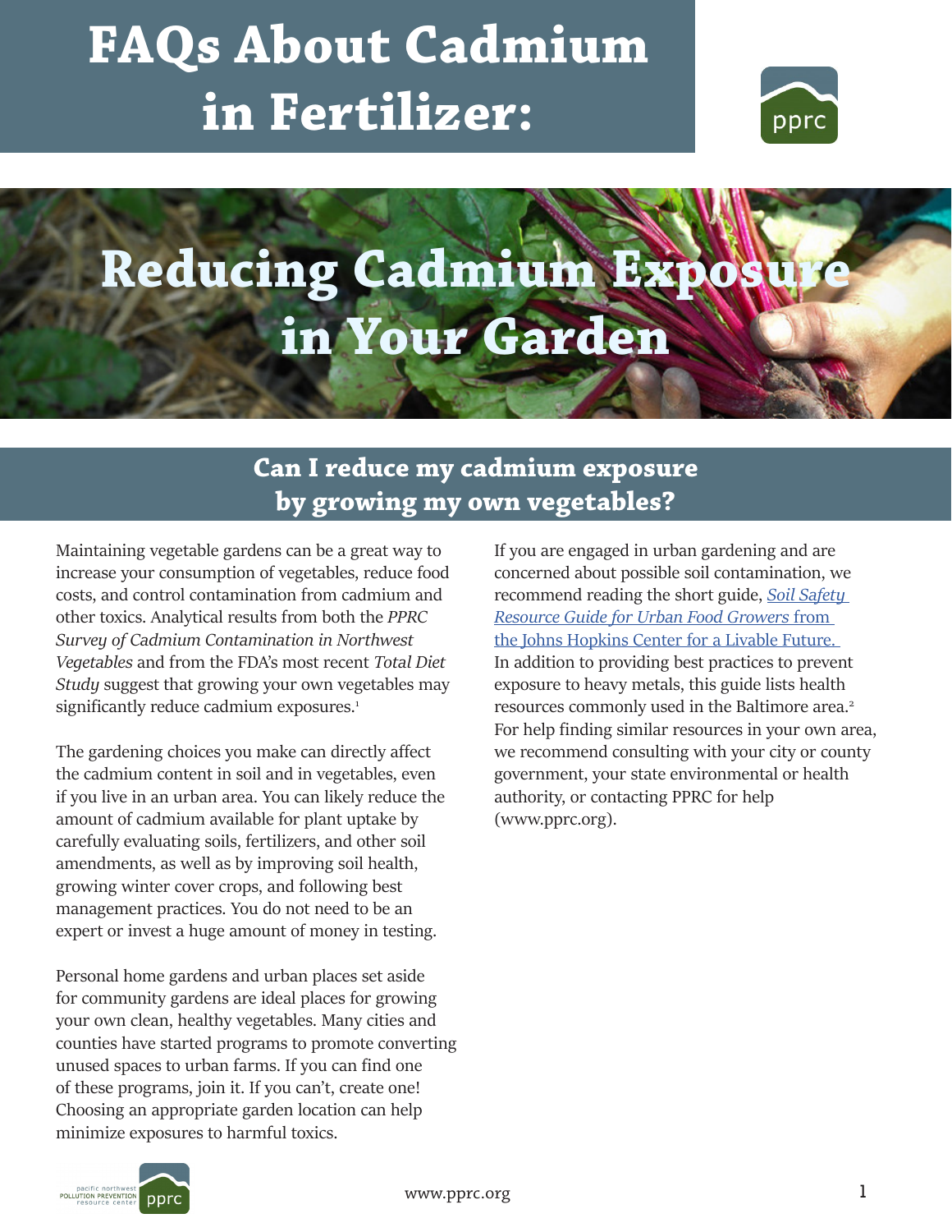# FAQs About Cadmium in Fertilizer:

# Reducing Cadmium Exposure in Your Garden

## Can I reduce my cadmium exposure by growing my own vegetables?

Maintaining vegetable gardens can be a great way to increase your consumption of vegetables, reduce food costs, and control contamination from cadmium and other toxics. Analytical results from both the *PPRC Survey of Cadmium Contamination in Northwest Vegetables* and from the FDA's most recent *Total Diet Study* suggest that growing your own vegetables may significantly reduce cadmium exposures.[1]

The gardening choices you make can directly affect the cadmium content in soil and in vegetables, even if you live in an urban area. You can likely reduce the amount of cadmium available for plant uptake by carefully evaluating soils, fertilizers, and other soil amendments, as well as by improving soil health, growing winter cover crops, and following best management practices. You do not need to be an expert or invest a huge amount of money in testing.

Personal home gardens and urban places set aside for community gardens are ideal places for growing your own clean, healthy vegetables. Many cities and counties have started programs to promote converting unused spaces to urban farms. If you can find one of these programs, join it. If you can't, create one! Choosing an appropriate garden location can help minimize exposures to harmful toxics.

If you are engaged in urban gardening and are concerned about possible soil contamination, we recommend reading the short guide, *Soil Safety Resource Guide for Urban Food Growers* from the Johns Hopkins Center for a Livable Future. In addition to providing best practices to prevent exposure to heavy metals, this guide lists health resources commonly used in the Baltimore area.[2] For help finding similar resources in your own area, we recommend consulting with your city or county government, your state environmental or health authority, or contacting PPRC for help (www.pprc.org).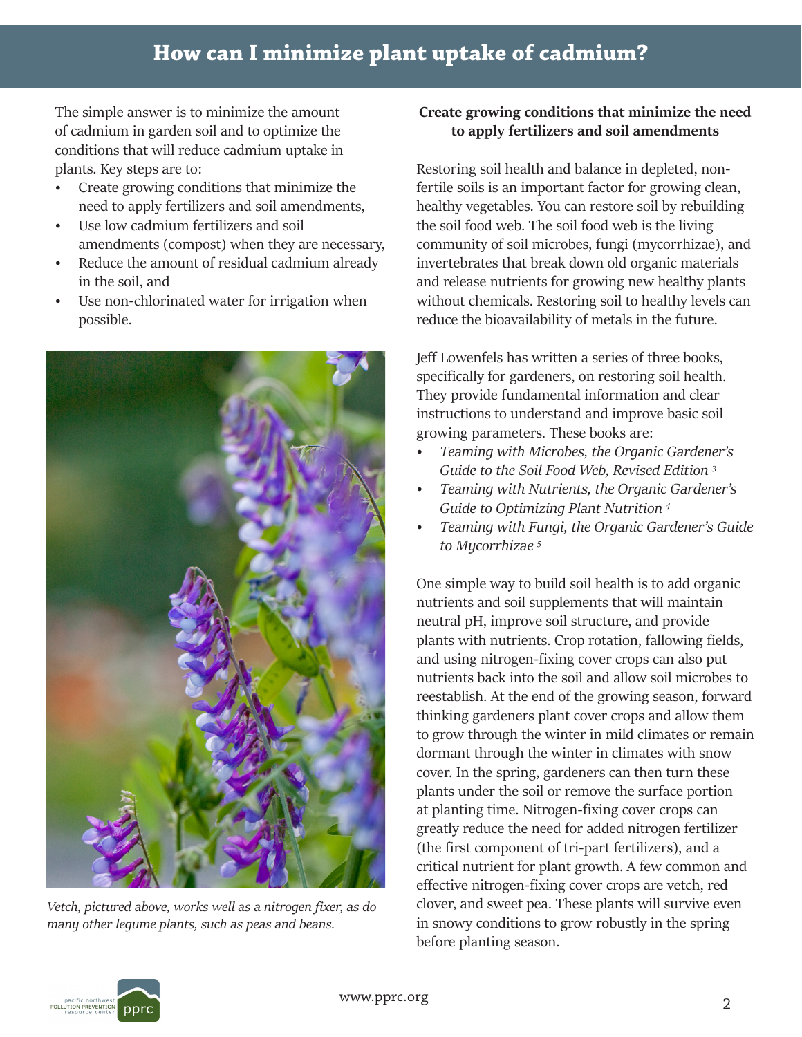# How can I minimize plant uptake of cadmium?

The simple answer is to minimize the amount of cadmium in garden soil and to optimize the conditions that will reduce cadmium uptake in plants. Key steps are to:

- Create growing conditions that minimize the need to apply fertilizers and soil amendments,
- Use low cadmium fertilizers and soil amendments (compost) when they are necessary,
- Reduce the amount of residual cadmium already in the soil, and
- Use non-chlorinated water for irrigation when possible.

*Vetch, pictured above, works well as a nitrogen fixer, as do many other legume plants, such as peas and beans.*

**Create growing conditions that minimize the need to apply fertilizers and soil amendments**

Restoring soil health and balance in depleted, non-fertile soils is an important factor for growing clean, healthy vegetables. You can restore soil by rebuilding the soil food web. The soil food web is the living community of soil microbes, fungi (mycorrhizae), and invertebrates that break down old organic materials and release nutrients for growing new healthy plants without chemicals. Restoring soil to healthy levels can reduce the bioavailability of metals in the future.

Jeff Lowenfels has written a series of three books, specifically for gardeners, on restoring soil health. They provide fundamental information and clear instructions to understand and improve basic soil growing parameters. These books are:

- *Teaming with Microbes, the Organic Gardener's Guide to the Soil Food Web, Revised Edition* [3]
- *Teaming with Nutrients, the Organic Gardener's Guide to Optimizing Plant Nutrition* [4]
- *Teaming with Fungi, the Organic Gardener's Guide to Mycorrhizae* [5]

One simple way to build soil health is to add organic nutrients and soil supplements that will maintain neutral pH, improve soil structure, and provide plants with nutrients. Crop rotation, fallowing fields, and using nitrogen-fixing cover crops can also put nutrients back into the soil and allow soil microbes to reestablish. At the end of the growing season, forward thinking gardeners plant cover crops and allow them to grow through the winter in mild climates or remain dormant through the winter in climates with snow cover. In the spring, gardeners can then turn these plants under the soil or remove the surface portion at planting time. Nitrogen-fixing cover crops can greatly reduce the need for added nitrogen fertilizer (the first component of tri-part fertilizers), and a critical nutrient for plant growth. A few common and effective nitrogen-fixing cover crops are vetch, red clover, and sweet pea. These plants will survive even in snowy conditions to grow robustly in the spring before planting season.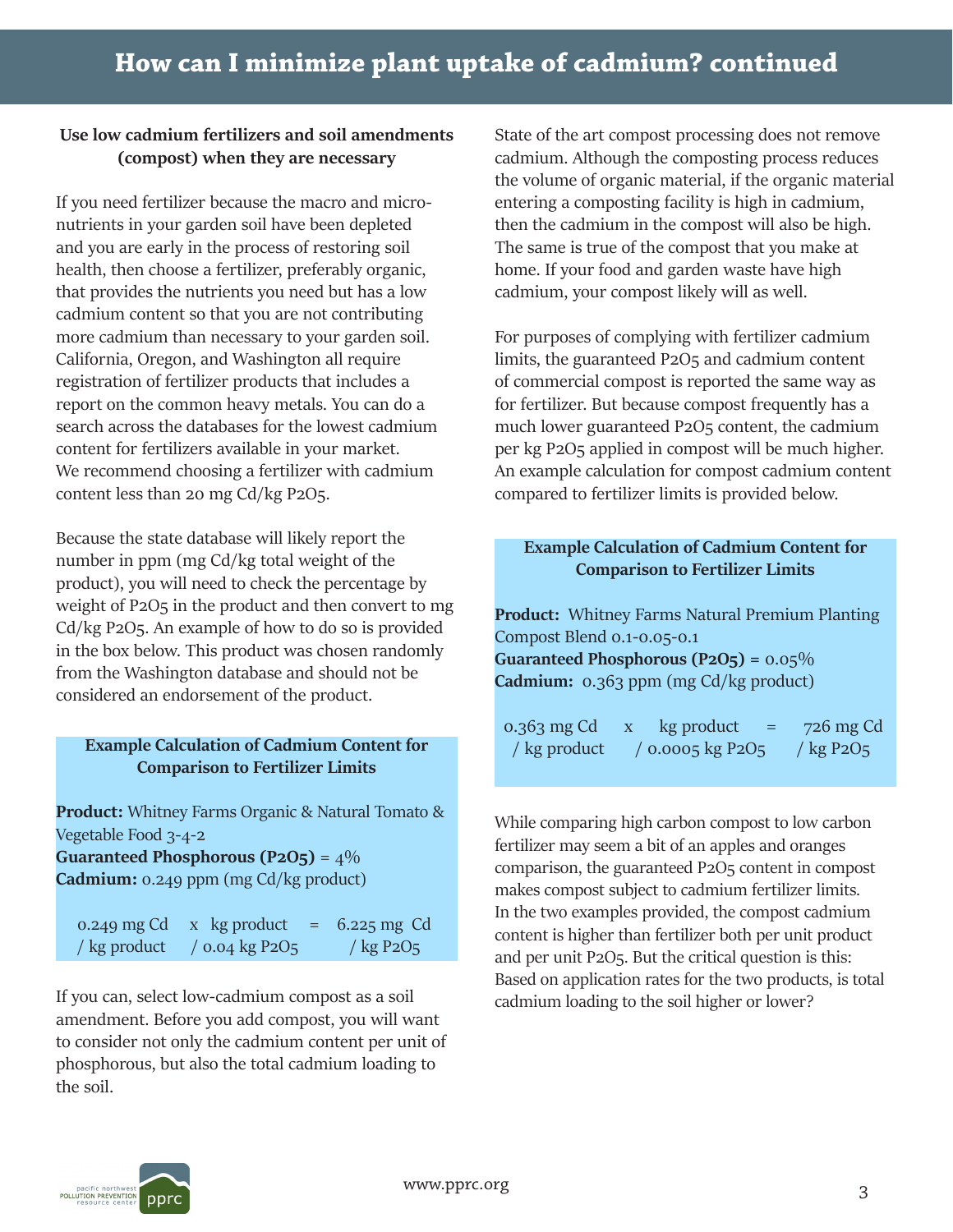## How can I minimize plant uptake of cadmium? continued

### Use low cadmium fertilizers and soil amendments (compost) when they are necessary

If you need fertilizer because the macro and micronutrients in your garden soil have been depleted and you are early in the process of restoring soil health, then choose a fertilizer, preferably organic, that provides the nutrients you need but has a low cadmium content so that you are not contributing more cadmium than necessary to your garden soil. California, Oregon, and Washington all require registration of fertilizer products that includes a report on the common heavy metals. You can do a search across the databases for the lowest cadmium content for fertilizers available in your market. We recommend choosing a fertilizer with cadmium content less than 20 mg Cd/kg $P_2O_5$.

Because the state database will likely report the number in ppm (mg Cd/kg total weight of the product), you will need to check the percentage by weight of $P_2O_5$ in the product and then convert to mg Cd/kg $P_2O_5$. An example of how to do so is provided in the box below. This product was chosen randomly from the Washington database and should not be considered an endorsement of the product.

> **Example Calculation of Cadmium Content for Comparison to Fertilizer Limits**
>
> **Product:** Whitney Farms Organic & Natural Tomato & Vegetable Food 3-4-2
> **Guaranteed Phosphorous ($P_2O_5$)** = 4%
> **Cadmium:** 0.249 ppm (mg Cd/kg product)
>
> $$\frac{0.249 \text{ mg Cd}}{\text{kg product}} \times \frac{\text{kg product}}{0.04 \text{ kg } P_2O_5} = \frac{6.225 \text{ mg Cd}}{\text{kg } P_2O_5}$$

If you can, select low-cadmium compost as a soil amendment. Before you add compost, you will want to consider not only the cadmium content per unit of phosphorous, but also the total cadmium loading to the soil.

State of the art compost processing does not remove cadmium. Although the composting process reduces the volume of organic material, if the organic material entering a composting facility is high in cadmium, then the cadmium in the compost will also be high. The same is true of the compost that you make at home. If your food and garden waste have high cadmium, your compost likely will as well.

For purposes of complying with fertilizer cadmium limits, the guaranteed $P_2O_5$ and cadmium content of commercial compost is reported the same way as for fertilizer. But because compost frequently has a much lower guaranteed $P_2O_5$ content, the cadmium per kg $P_2O_5$ applied in compost will be much higher. An example calculation for compost cadmium content compared to fertilizer limits is provided below.

> **Example Calculation of Cadmium Content for Comparison to Fertilizer Limits**
>
> **Product:** Whitney Farms Natural Premium Planting Compost Blend 0.1-0.05-0.1
> **Guaranteed Phosphorous ($P_2O_5$)** = 0.05%
> **Cadmium:** 0.363 ppm (mg Cd/kg product)
>
> $$\frac{0.363 \text{ mg Cd}}{\text{kg product}} \times \frac{\text{kg product}}{0.0005 \text{ kg } P_2O_5} = \frac{726 \text{ mg Cd}}{\text{kg } P_2O_5}$$

While comparing high carbon compost to low carbon fertilizer may seem a bit of an apples and oranges comparison, the guaranteed $P_2O_5$ content in compost makes compost subject to cadmium fertilizer limits. In the two examples provided, the compost cadmium content is higher than fertilizer both per unit product and per unit $P_2O_5$. But the critical question is this: Based on application rates for the two products, is total cadmium loading to the soil higher or lower?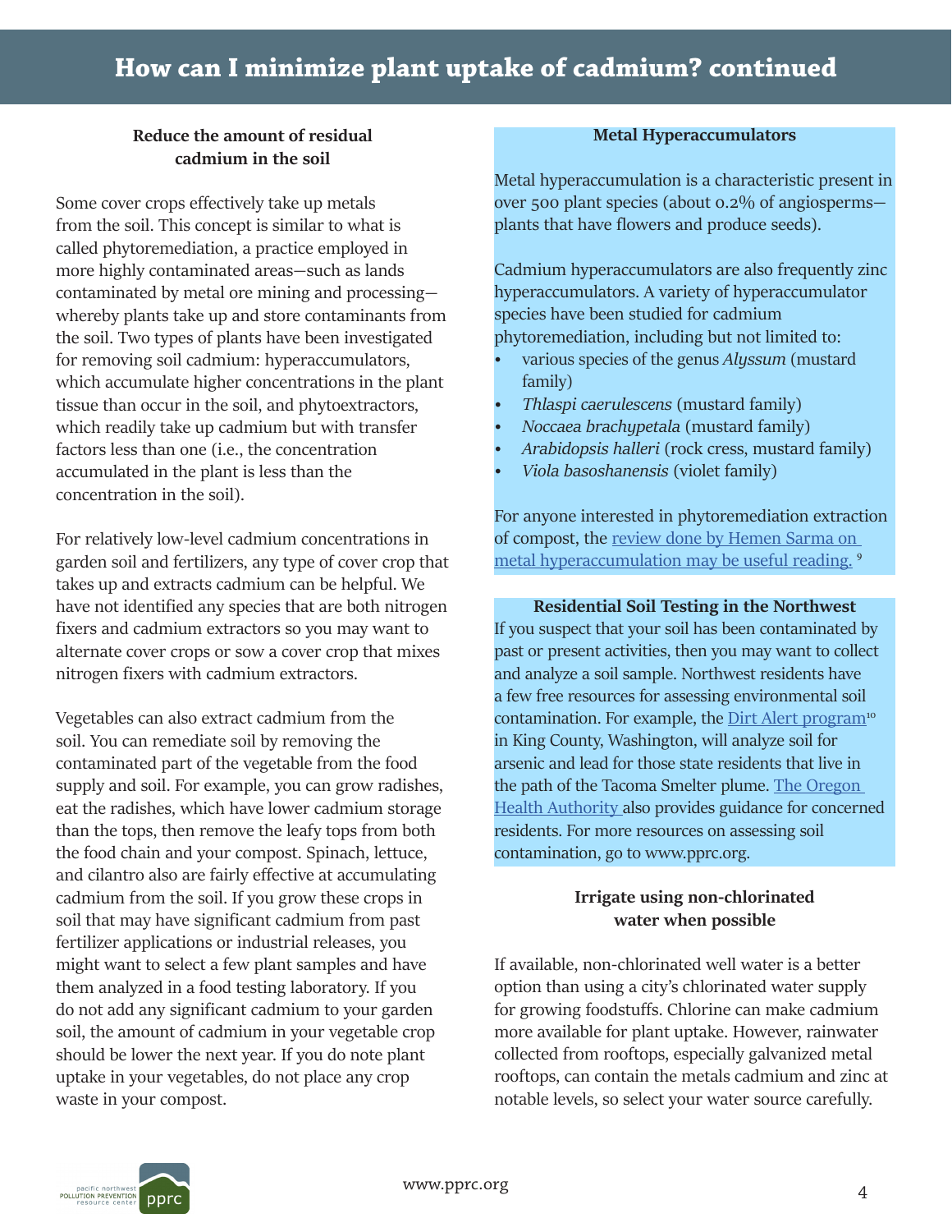# How can I minimize plant uptake of cadmium? continued

### Reduce the amount of residual cadmium in the soil

Some cover crops effectively take up metals from the soil. This concept is similar to what is called phytoremediation, a practice employed in more highly contaminated areas—such as lands contaminated by metal ore mining and processing—whereby plants take up and store contaminants from the soil. Two types of plants have been investigated for removing soil cadmium: hyperaccumulators, which accumulate higher concentrations in the plant tissue than occur in the soil, and phytoextractors, which readily take up cadmium but with transfer factors less than one (i.e., the concentration accumulated in the plant is less than the concentration in the soil).

For relatively low-level cadmium concentrations in garden soil and fertilizers, any type of cover crop that takes up and extracts cadmium can be helpful. We have not identified any species that are both nitrogen fixers and cadmium extractors so you may want to alternate cover crops or sow a cover crop that mixes nitrogen fixers with cadmium extractors.

Vegetables can also extract cadmium from the soil. You can remediate soil by removing the contaminated part of the vegetable from the food supply and soil. For example, you can grow radishes, eat the radishes, which have lower cadmium storage than the tops, then remove the leafy tops from both the food chain and your compost. Spinach, lettuce, and cilantro also are fairly effective at accumulating cadmium from the soil. If you grow these crops in soil that may have significant cadmium from past fertilizer applications or industrial releases, you might want to select a few plant samples and have them analyzed in a food testing laboratory. If you do not add any significant cadmium to your garden soil, the amount of cadmium in your vegetable crop should be lower the next year. If you do note plant uptake in your vegetables, do not place any crop waste in your compost.

### Metal Hyperaccumulators

Metal hyperaccumulation is a characteristic present in over 500 plant species (about 0.2% of angiosperms—plants that have flowers and produce seeds).

Cadmium hyperaccumulators are also frequently zinc hyperaccumulators. A variety of hyperaccumulator species have been studied for cadmium phytoremediation, including but not limited to:

- various species of the genus *Alyssum* (mustard family)
- *Thlaspi caerulescens* (mustard family)
- *Noccaea brachypetala* (mustard family)
- *Arabidopsis halleri* (rock cress, mustard family)
- *Viola basoshanensis* (violet family)

For anyone interested in phytoremediation extraction of compost, the review done by Hemen Sarma on metal hyperaccumulation may be useful reading. [9]

### Residential Soil Testing in the Northwest

If you suspect that your soil has been contaminated by past or present activities, then you may want to collect and analyze a soil sample. Northwest residents have a few free resources for assessing environmental soil contamination. For example, the Dirt Alert program[10] in King County, Washington, will analyze soil for arsenic and lead for those state residents that live in the path of the Tacoma Smelter plume. The Oregon Health Authority also provides guidance for concerned residents. For more resources on assessing soil contamination, go to www.pprc.org.

### Irrigate using non-chlorinated water when possible

If available, non-chlorinated well water is a better option than using a city's chlorinated water supply for growing foodstuffs. Chlorine can make cadmium more available for plant uptake. However, rainwater collected from rooftops, especially galvanized metal rooftops, can contain the metals cadmium and zinc at notable levels, so select your water source carefully.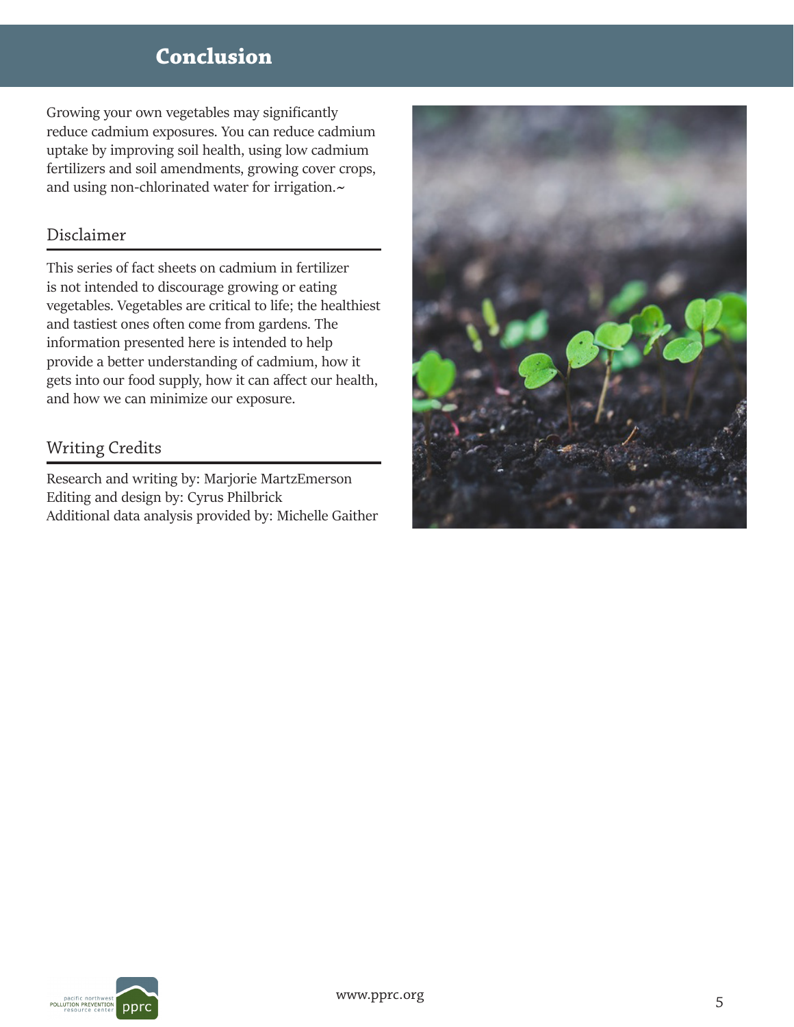# Conclusion

Growing your own vegetables may significantly reduce cadmium exposures. You can reduce cadmium uptake by improving soil health, using low cadmium fertilizers and soil amendments, growing cover crops, and using non-chlorinated water for irrigation.~

## Disclaimer

This series of fact sheets on cadmium in fertilizer is not intended to discourage growing or eating vegetables. Vegetables are critical to life; the healthiest and tastiest ones often come from gardens. The information presented here is intended to help provide a better understanding of cadmium, how it gets into our food supply, how it can affect our health, and how we can minimize our exposure.

## Writing Credits

Research and writing by: Marjorie MartzEmerson
Editing and design by: Cyrus Philbrick
Additional data analysis provided by: Michelle Gaither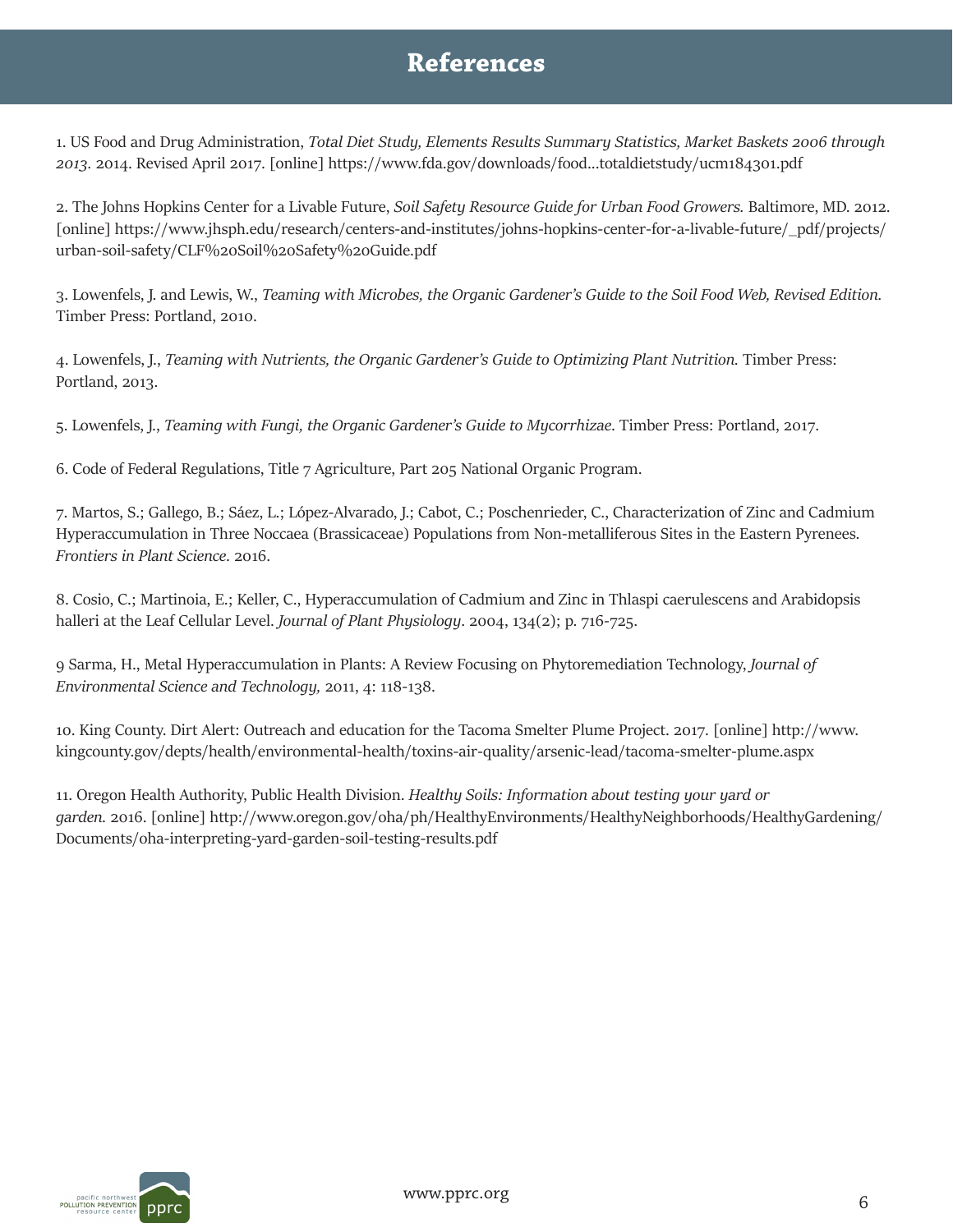# References

1. US Food and Drug Administration, *Total Diet Study, Elements Results Summary Statistics, Market Baskets 2006 through 2013.* 2014. Revised April 2017. [online] https://www.fda.gov/downloads/food...totaldietstudy/ucm184301.pdf

2. The Johns Hopkins Center for a Livable Future, *Soil Safety Resource Guide for Urban Food Growers.* Baltimore, MD. 2012. [online] https://www.jhsph.edu/research/centers-and-institutes/johns-hopkins-center-for-a-livable-future/_pdf/projects/urban-soil-safety/CLF%20Soil%20Safety%20Guide.pdf

3. Lowenfels, J. and Lewis, W., *Teaming with Microbes, the Organic Gardener's Guide to the Soil Food Web, Revised Edition.* Timber Press: Portland, 2010.

4. Lowenfels, J., *Teaming with Nutrients, the Organic Gardener's Guide to Optimizing Plant Nutrition.* Timber Press: Portland, 2013.

5. Lowenfels, J., *Teaming with Fungi, the Organic Gardener's Guide to Mycorrhizae*. Timber Press: Portland, 2017.

6. Code of Federal Regulations, Title 7 Agriculture, Part 205 National Organic Program.

7. Martos, S.; Gallego, B.; Sáez, L.; López-Alvarado, J.; Cabot, C.; Poschenrieder, C., Characterization of Zinc and Cadmium Hyperaccumulation in Three Noccaea (Brassicaceae) Populations from Non-metalliferous Sites in the Eastern Pyrenees. *Frontiers in Plant Science*. 2016.

8. Cosio, C.; Martinoia, E.; Keller, C., Hyperaccumulation of Cadmium and Zinc in Thlaspi caerulescens and Arabidopsis halleri at the Leaf Cellular Level. *Journal of Plant Physiology*. 2004, 134(2); p. 716-725.

9 Sarma, H., Metal Hyperaccumulation in Plants: A Review Focusing on Phytoremediation Technology, *Journal of Environmental Science and Technology,* 2011, 4: 118-138.

10. King County. Dirt Alert: Outreach and education for the Tacoma Smelter Plume Project. 2017. [online] http://www.kingcounty.gov/depts/health/environmental-health/toxins-air-quality/arsenic-lead/tacoma-smelter-plume.aspx

11. Oregon Health Authority, Public Health Division. *Healthy Soils: Information about testing your yard or garden.* 2016. [online] http://www.oregon.gov/oha/ph/HealthyEnvironments/HealthyNeighborhoods/HealthyGardening/Documents/oha-interpreting-yard-garden-soil-testing-results.pdf